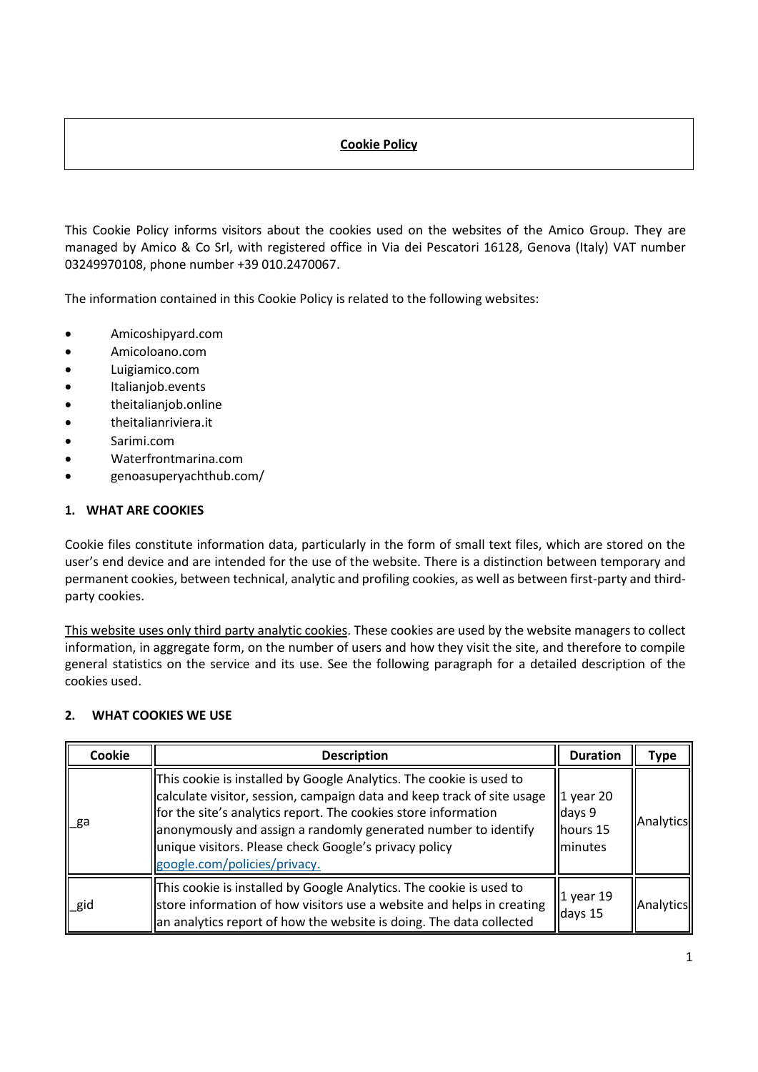# Cookie Policy

This Cookie Policy informs visitors about the cookies used on the websites of the Amico Group. They are managed by Amico & Co Srl, with registered office in Via dei Pescatori 16128, Genova (Italy) VAT number 03249970108, phone number +39 010.2470067.

The information contained in this Cookie Policy is related to the following websites:

- Amicoshipyard.com
- Amicoloano.com
- Luigiamico.com
- Italianjob.events
- theitalianjob.online
- theitalianriviera.it
- Sarimi.com
- Waterfrontmarina.com
- genoasuperyachthub.com/

## 1. WHAT ARE COOKIES

Cookie files constitute information data, particularly in the form of small text files, which are stored on the user's end device and are intended for the use of the website. There is a distinction between temporary and permanent cookies, between technical, analytic and profiling cookies, as well as between first-party and third-party cookies.

This website uses only third party analytic cookies. These cookies are used by the website managers to collect information, in aggregate form, on the number of users and how they visit the site, and therefore to compile general statistics on the service and its use. See the following paragraph for a detailed description of the cookies used.

## 2. WHAT COOKIES WE USE

| Cookie | Description | Duration | Type |
|---|---|---|---|
| _ga | This cookie is installed by Google Analytics. The cookie is used to calculate visitor, session, campaign data and keep track of site usage for the site's analytics report. The cookies store information anonymously and assign a randomly generated number to identify unique visitors. Please check Google's privacy policy google.com/policies/privacy. | 1 year 20 days 9 hours 15 minutes | Analytics |
| _gid | This cookie is installed by Google Analytics. The cookie is used to store information of how visitors use a website and helps in creating an analytics report of how the website is doing. The data collected | 1 year 19 days 15 | Analytics |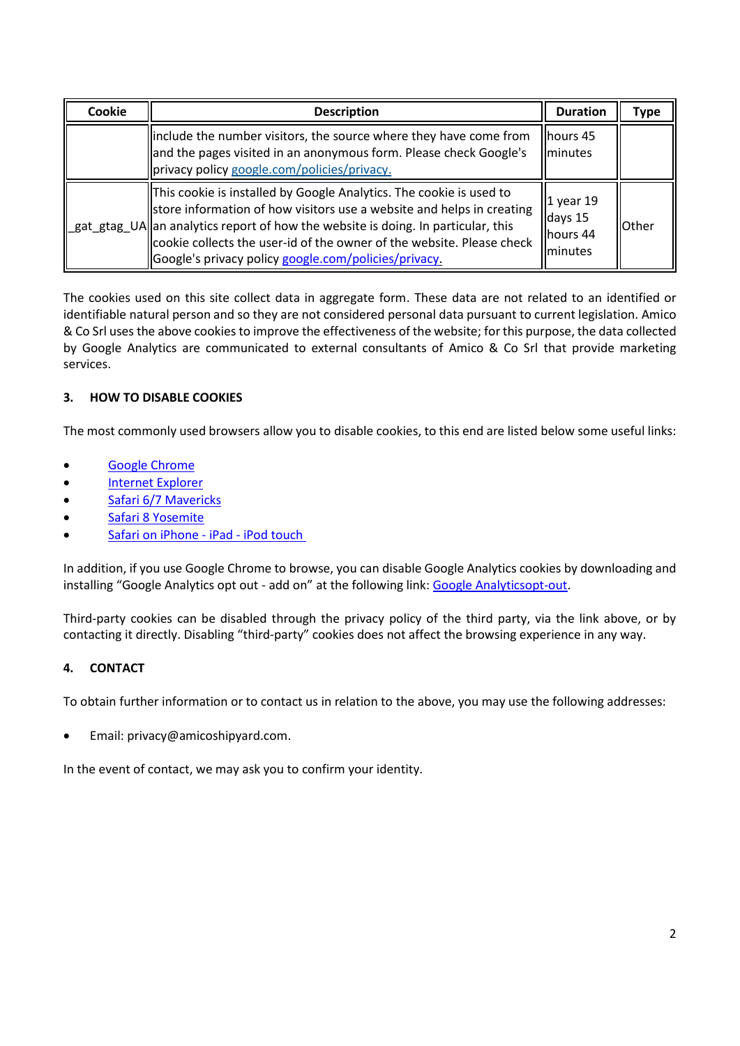| Cookie | Description | Duration | Type |
|---|---|---|---|
| | include the number visitors, the source where they have come from and the pages visited in an anonymous form. Please check Google's privacy policy google.com/policies/privacy. | hours 45 minutes | |
| _gat_gtag_UA | This cookie is installed by Google Analytics. The cookie is used to store information of how visitors use a website and helps in creating an analytics report of how the website is doing. In particular, this cookie collects the user-id of the owner of the website. Please check Google's privacy policy google.com/policies/privacy. | 1 year 19 days 15 hours 44 minutes | Other |

The cookies used on this site collect data in aggregate form. These data are not related to an identified or identifiable natural person and so they are not considered personal data pursuant to current legislation. Amico & Co Srl uses the above cookies to improve the effectiveness of the website; for this purpose, the data collected by Google Analytics are communicated to external consultants of Amico & Co Srl that provide marketing services.

## 3. HOW TO DISABLE COOKIES

The most commonly used browsers allow you to disable cookies, to this end are listed below some useful links:

- Google Chrome
- Internet Explorer
- Safari 6/7 Mavericks
- Safari 8 Yosemite
- Safari on iPhone - iPad - iPod touch

In addition, if you use Google Chrome to browse, you can disable Google Analytics cookies by downloading and installing "Google Analytics opt out - add on" at the following link: Google Analyticsopt-out.

Third-party cookies can be disabled through the privacy policy of the third party, via the link above, or by contacting it directly. Disabling "third-party" cookies does not affect the browsing experience in any way.

## 4. CONTACT

To obtain further information or to contact us in relation to the above, you may use the following addresses:

- Email: privacy@amicoshipyard.com.

In the event of contact, we may ask you to confirm your identity.